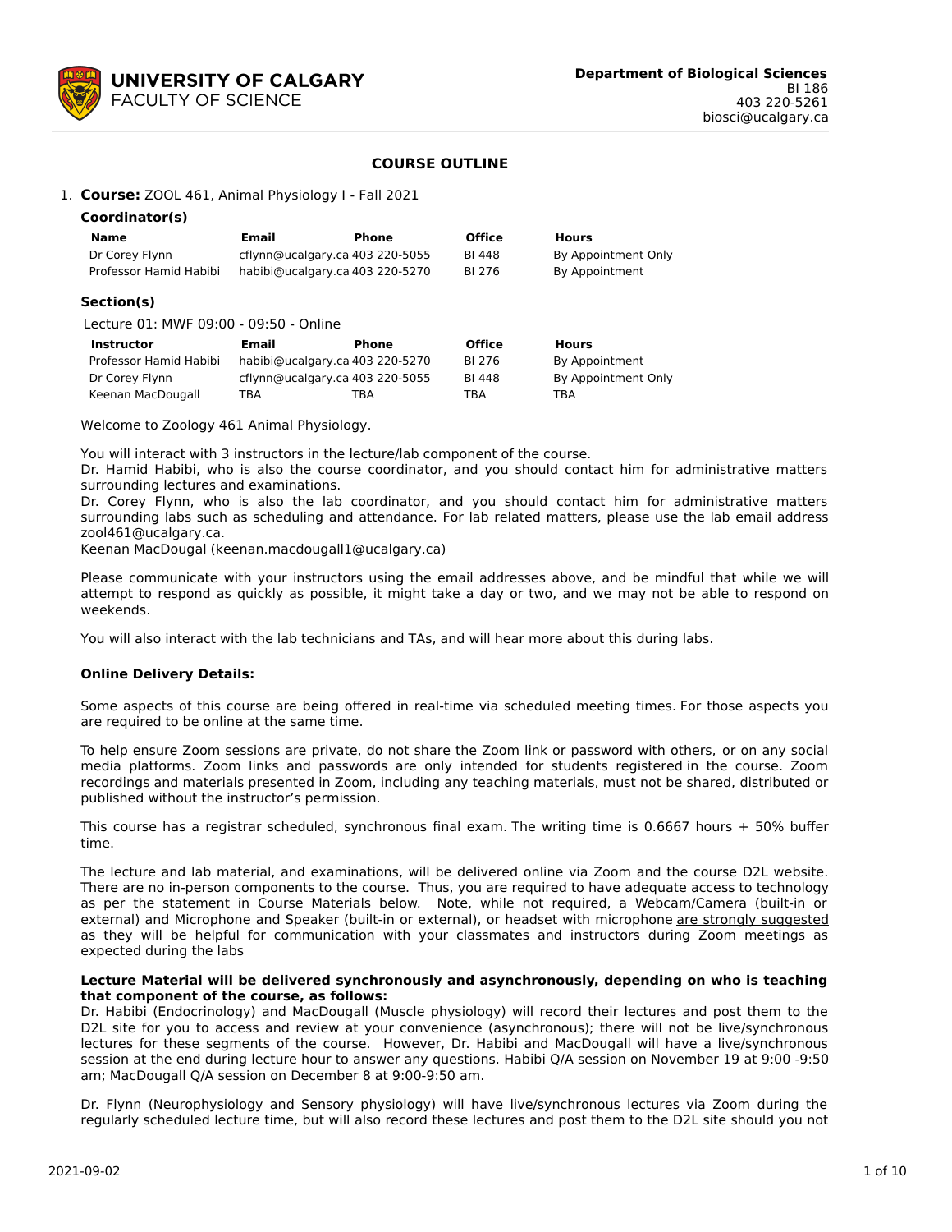**UNIVERSITY OF CALGARY**
FACULTY OF SCIENCE

**Department of Biological Sciences**
BI 186
403 220-5261
biosci@ucalgary.ca

## COURSE OUTLINE

1. **Course:** ZOOL 461, Animal Physiology I - Fall 2021

### Coordinator(s)

| Name | Email | Phone | Office | Hours |
|---|---|---|---|---|
| Dr Corey Flynn | cflynn@ucalgary.ca | 403 220-5055 | BI 448 | By Appointment Only |
| Professor Hamid Habibi | habibi@ucalgary.ca | 403 220-5270 | BI 276 | By Appointment |

### Section(s)

Lecture 01: MWF 09:00 - 09:50 - Online

| Instructor | Email | Phone | Office | Hours |
|---|---|---|---|---|
| Professor Hamid Habibi | habibi@ucalgary.ca | 403 220-5270 | BI 276 | By Appointment |
| Dr Corey Flynn | cflynn@ucalgary.ca | 403 220-5055 | BI 448 | By Appointment Only |
| Keenan MacDougall | TBA | TBA | TBA | TBA |

Welcome to Zoology 461 Animal Physiology.

You will interact with 3 instructors in the lecture/lab component of the course.
Dr. Hamid Habibi, who is also the course coordinator, and you should contact him for administrative matters surrounding lectures and examinations.
Dr. Corey Flynn, who is also the lab coordinator, and you should contact him for administrative matters surrounding labs such as scheduling and attendance. For lab related matters, please use the lab email address zool461@ucalgary.ca.
Keenan MacDougal (keenan.macdougall1@ucalgary.ca)

Please communicate with your instructors using the email addresses above, and be mindful that while we will attempt to respond as quickly as possible, it might take a day or two, and we may not be able to respond on weekends.

You will also interact with the lab technicians and TAs, and will hear more about this during labs.

**Online Delivery Details:**

Some aspects of this course are being offered in real-time via scheduled meeting times. For those aspects you are required to be online at the same time.

To help ensure Zoom sessions are private, do not share the Zoom link or password with others, or on any social media platforms. Zoom links and passwords are only intended for students registered in the course. Zoom recordings and materials presented in Zoom, including any teaching materials, must not be shared, distributed or published without the instructor's permission.

This course has a registrar scheduled, synchronous final exam. The writing time is 0.6667 hours + 50% buffer time.

The lecture and lab material, and examinations, will be delivered online via Zoom and the course D2L website. There are no in-person components to the course. Thus, you are required to have adequate access to technology as per the statement in Course Materials below. Note, while not required, a Webcam/Camera (built-in or external) and Microphone and Speaker (built-in or external), or headset with microphone are strongly suggested as they will be helpful for communication with your classmates and instructors during Zoom meetings as expected during the labs

**Lecture Material will be delivered synchronously and asynchronously, depending on who is teaching that component of the course, as follows:**
Dr. Habibi (Endocrinology) and MacDougall (Muscle physiology) will record their lectures and post them to the D2L site for you to access and review at your convenience (asynchronous); there will not be live/synchronous lectures for these segments of the course. However, Dr. Habibi and MacDougall will have a live/synchronous session at the end during lecture hour to answer any questions. Habibi Q/A session on November 19 at 9:00 -9:50 am; MacDougall Q/A session on December 8 at 9:00-9:50 am.

Dr. Flynn (Neurophysiology and Sensory physiology) will have live/synchronous lectures via Zoom during the regularly scheduled lecture time, but will also record these lectures and post them to the D2L site should you not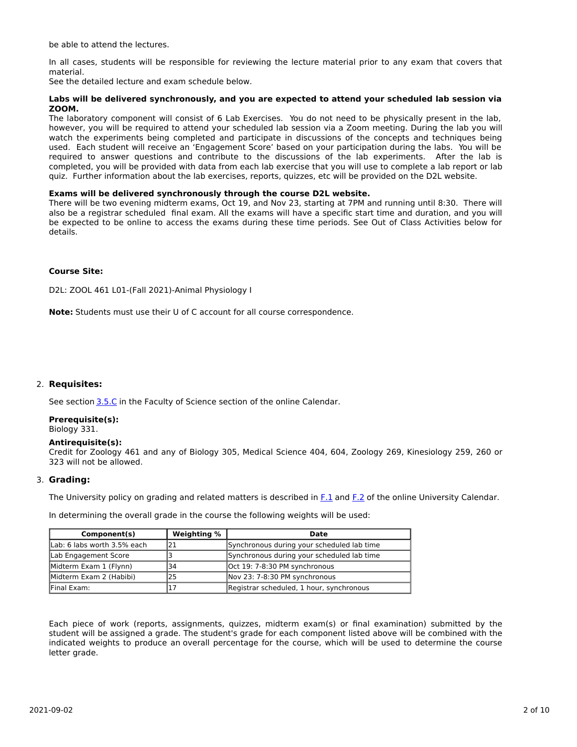be able to attend the lectures.

In all cases, students will be responsible for reviewing the lecture material prior to any exam that covers that material.
See the detailed lecture and exam schedule below.

**Labs will be delivered synchronously, and you are expected to attend your scheduled lab session via ZOOM.**
The laboratory component will consist of 6 Lab Exercises. You do not need to be physically present in the lab, however, you will be required to attend your scheduled lab session via a Zoom meeting. During the lab you will watch the experiments being completed and participate in discussions of the concepts and techniques being used. Each student will receive an 'Engagement Score' based on your participation during the labs. You will be required to answer questions and contribute to the discussions of the lab experiments. After the lab is completed, you will be provided with data from each lab exercise that you will use to complete a lab report or lab quiz. Further information about the lab exercises, reports, quizzes, etc will be provided on the D2L website.

**Exams will be delivered synchronously through the course D2L website.**
There will be two evening midterm exams, Oct 19, and Nov 23, starting at 7PM and running until 8:30. There will also be a registrar scheduled final exam. All the exams will have a specific start time and duration, and you will be expected to be online to access the exams during these time periods. See Out of Class Activities below for details.

**Course Site:**

D2L: ZOOL 461 L01-(Fall 2021)-Animal Physiology I

**Note:** Students must use their U of C account for all course correspondence.

2. **Requisites:**

See section 3.5.C in the Faculty of Science section of the online Calendar.

**Prerequisite(s):**
Biology 331.

**Antirequisite(s):**
Credit for Zoology 461 and any of Biology 305, Medical Science 404, 604, Zoology 269, Kinesiology 259, 260 or 323 will not be allowed.

3. **Grading:**

The University policy on grading and related matters is described in F.1 and F.2 of the online University Calendar.

In determining the overall grade in the course the following weights will be used:

| Component(s) | Weighting % | Date |
|---|---|---|
| Lab: 6 labs worth 3.5% each | 21 | Synchronous during your scheduled lab time |
| Lab Engagement Score | 3 | Synchronous during your scheduled lab time |
| Midterm Exam 1 (Flynn) | 34 | Oct 19: 7-8:30 PM synchronous |
| Midterm Exam 2 (Habibi) | 25 | Nov 23: 7-8:30 PM synchronous |
| Final Exam: | 17 | Registrar scheduled, 1 hour, synchronous |

Each piece of work (reports, assignments, quizzes, midterm exam(s) or final examination) submitted by the student will be assigned a grade. The student's grade for each component listed above will be combined with the indicated weights to produce an overall percentage for the course, which will be used to determine the course letter grade.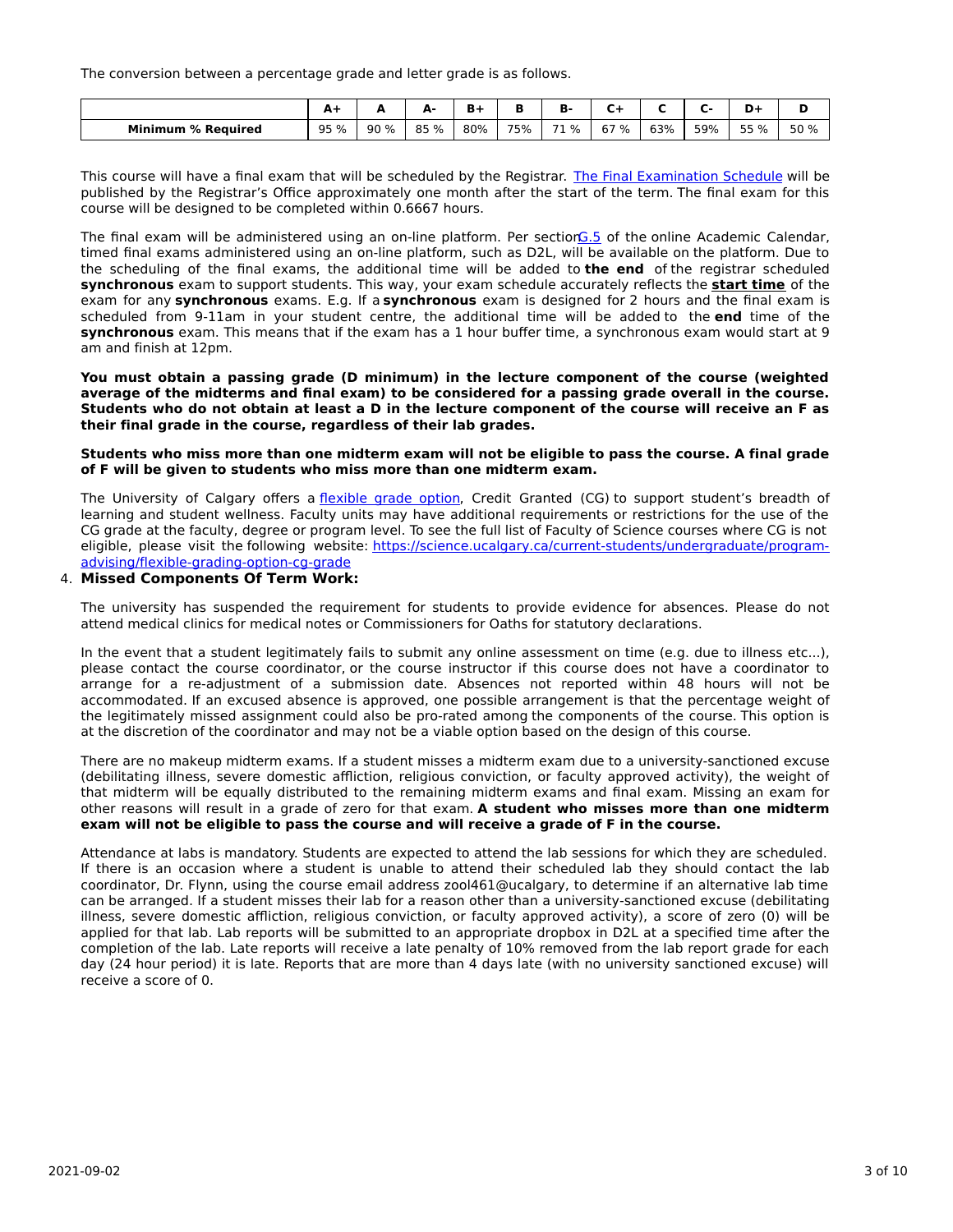The conversion between a percentage grade and letter grade is as follows.

| | A+ | A | A- | B+ | B | B- | C+ | C | C- | D+ | D |
|---|---|---|---|---|---|---|---|---|---|---|---|
| **Minimum % Required** | 95 % | 90 % | 85 % | 80% | 75% | 71 % | 67 % | 63% | 59% | 55 % | 50 % |

This course will have a final exam that will be scheduled by the Registrar. [The Final Examination Schedule](#) will be published by the Registrar's Office approximately one month after the start of the term. The final exam for this course will be designed to be completed within 0.6667 hours.

The final exam will be administered using an on-line platform. Per section [G.5](#) of the online Academic Calendar, timed final exams administered using an on-line platform, such as D2L, will be available on the platform. Due to the scheduling of the final exams, the additional time will be added to **the end** of the registrar scheduled **synchronous** exam to support students. This way, your exam schedule accurately reflects the **start time** of the exam for any **synchronous** exams. E.g. If a **synchronous** exam is designed for 2 hours and the final exam is scheduled from 9-11am in your student centre, the additional time will be added to the **end** time of the **synchronous** exam. This means that if the exam has a 1 hour buffer time, a synchronous exam would start at 9 am and finish at 12pm.

**You must obtain a passing grade (D minimum) in the lecture component of the course (weighted average of the midterms and final exam) to be considered for a passing grade overall in the course. Students who do not obtain at least a D in the lecture component of the course will receive an F as their final grade in the course, regardless of their lab grades.**

**Students who miss more than one midterm exam will not be eligible to pass the course. A final grade of F will be given to students who miss more than one midterm exam.**

The University of Calgary offers a [flexible grade option](#), Credit Granted (CG) to support student's breadth of learning and student wellness. Faculty units may have additional requirements or restrictions for the use of the CG grade at the faculty, degree or program level. To see the full list of Faculty of Science courses where CG is not eligible, please visit the following website: [https://science.ucalgary.ca/current-students/undergraduate/program-advising/flexible-grading-option-cg-grade](https://science.ucalgary.ca/current-students/undergraduate/program-advising/flexible-grading-option-cg-grade)

4. **Missed Components Of Term Work:**

The university has suspended the requirement for students to provide evidence for absences. Please do not attend medical clinics for medical notes or Commissioners for Oaths for statutory declarations.

In the event that a student legitimately fails to submit any online assessment on time (e.g. due to illness etc...), please contact the course coordinator, or the course instructor if this course does not have a coordinator to arrange for a re-adjustment of a submission date. Absences not reported within 48 hours will not be accommodated. If an excused absence is approved, one possible arrangement is that the percentage weight of the legitimately missed assignment could also be pro-rated among the components of the course. This option is at the discretion of the coordinator and may not be a viable option based on the design of this course.

There are no makeup midterm exams. If a student misses a midterm exam due to a university-sanctioned excuse (debilitating illness, severe domestic affliction, religious conviction, or faculty approved activity), the weight of that midterm will be equally distributed to the remaining midterm exams and final exam. Missing an exam for other reasons will result in a grade of zero for that exam. **A student who misses more than one midterm exam will not be eligible to pass the course and will receive a grade of F in the course.**

Attendance at labs is mandatory. Students are expected to attend the lab sessions for which they are scheduled. If there is an occasion where a student is unable to attend their scheduled lab they should contact the lab coordinator, Dr. Flynn, using the course email address zool461@ucalgary, to determine if an alternative lab time can be arranged. If a student misses their lab for a reason other than a university-sanctioned excuse (debilitating illness, severe domestic affliction, religious conviction, or faculty approved activity), a score of zero (0) will be applied for that lab. Lab reports will be submitted to an appropriate dropbox in D2L at a specified time after the completion of the lab. Late reports will receive a late penalty of 10% removed from the lab report grade for each day (24 hour period) it is late. Reports that are more than 4 days late (with no university sanctioned excuse) will receive a score of 0.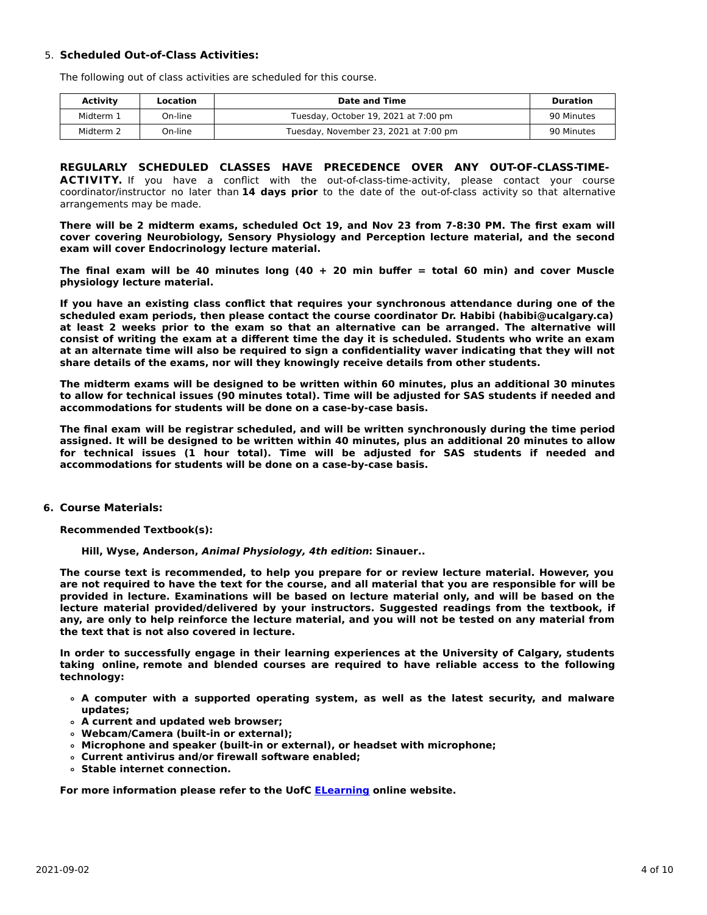5. **Scheduled Out-of-Class Activities:**

The following out of class activities are scheduled for this course.

| Activity | Location | Date and Time | Duration |
|---|---|---|---|
| Midterm 1 | On-line | Tuesday, October 19, 2021 at 7:00 pm | 90 Minutes |
| Midterm 2 | On-line | Tuesday, November 23, 2021 at 7:00 pm | 90 Minutes |

**REGULARLY SCHEDULED CLASSES HAVE PRECEDENCE OVER ANY OUT-OF-CLASS-TIME-ACTIVITY.** If you have a conflict with the out-of-class-time-activity, please contact your course coordinator/instructor no later than **14 days prior** to the date of the out-of-class activity so that alternative arrangements may be made.

**There will be 2 midterm exams, scheduled Oct 19, and Nov 23 from 7-8:30 PM. The first exam will cover covering Neurobiology, Sensory Physiology and Perception lecture material, and the second exam will cover Endocrinology lecture material.**

**The final exam will be 40 minutes long (40 + 20 min buffer = total 60 min) and cover Muscle physiology lecture material.**

**If you have an existing class conflict that requires your synchronous attendance during one of the scheduled exam periods, then please contact the course coordinator Dr. Habibi (habibi@ucalgary.ca) at least 2 weeks prior to the exam so that an alternative can be arranged. The alternative will consist of writing the exam at a different time the day it is scheduled. Students who write an exam at an alternate time will also be required to sign a confidentiality waver indicating that they will not share details of the exams, nor will they knowingly receive details from other students.**

**The midterm exams will be designed to be written within 60 minutes, plus an additional 30 minutes to allow for technical issues (90 minutes total). Time will be adjusted for SAS students if needed and accommodations for students will be done on a case-by-case basis.**

**The final exam will be registrar scheduled, and will be written synchronously during the time period assigned. It will be designed to be written within 40 minutes, plus an additional 20 minutes to allow for technical issues (1 hour total). Time will be adjusted for SAS students if needed and accommodations for students will be done on a case-by-case basis.**

6. **Course Materials:**

**Recommended Textbook(s):**

**Hill, Wyse, Anderson, *Animal Physiology, 4th edition*: Sinauer..**

**The course text is recommended, to help you prepare for or review lecture material. However, you are not required to have the text for the course, and all material that you are responsible for will be provided in lecture. Examinations will be based on lecture material only, and will be based on the lecture material provided/delivered by your instructors. Suggested readings from the textbook, if any, are only to help reinforce the lecture material, and you will not be tested on any material from the text that is not also covered in lecture.**

**In order to successfully engage in their learning experiences at the University of Calgary, students taking online, remote and blended courses are required to have reliable access to the following technology:**

- **A computer with a supported operating system, as well as the latest security, and malware updates;**
- **A current and updated web browser;**
- **Webcam/Camera (built-in or external);**
- **Microphone and speaker (built-in or external), or headset with microphone;**
- **Current antivirus and/or firewall software enabled;**
- **Stable internet connection.**

**For more information please refer to the UofC ELearning online website.**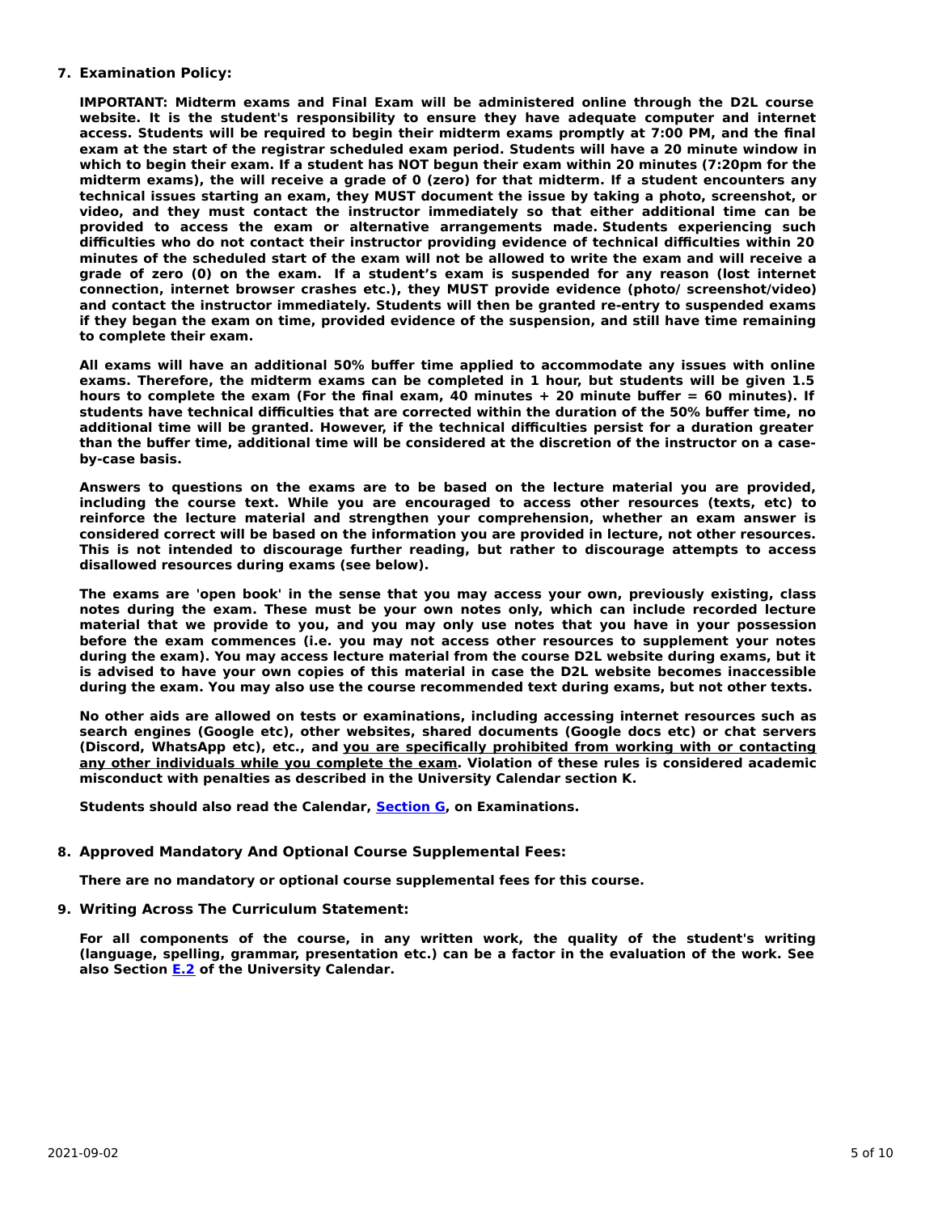7. **Examination Policy:**

   **IMPORTANT: Midterm exams and Final Exam will be administered online through the D2L course website. It is the student's responsibility to ensure they have adequate computer and internet access. Students will be required to begin their midterm exams promptly at 7:00 PM, and the final exam at the start of the registrar scheduled exam period. Students will have a 20 minute window in which to begin their exam. If a student has NOT begun their exam within 20 minutes (7:20pm for the midterm exams), the will receive a grade of 0 (zero) for that midterm. If a student encounters any technical issues starting an exam, they MUST document the issue by taking a photo, screenshot, or video, and they must contact the instructor immediately so that either additional time can be provided to access the exam or alternative arrangements made. Students experiencing such difficulties who do not contact their instructor providing evidence of technical difficulties within 20 minutes of the scheduled start of the exam will not be allowed to write the exam and will receive a grade of zero (0) on the exam. If a student's exam is suspended for any reason (lost internet connection, internet browser crashes etc.), they MUST provide evidence (photo/ screenshot/video) and contact the instructor immediately. Students will then be granted re-entry to suspended exams if they began the exam on time, provided evidence of the suspension, and still have time remaining to complete their exam.**

   **All exams will have an additional 50% buffer time applied to accommodate any issues with online exams. Therefore, the midterm exams can be completed in 1 hour, but students will be given 1.5 hours to complete the exam (For the final exam, 40 minutes + 20 minute buffer = 60 minutes). If students have technical difficulties that are corrected within the duration of the 50% buffer time, no additional time will be granted. However, if the technical difficulties persist for a duration greater than the buffer time, additional time will be considered at the discretion of the instructor on a case-by-case basis.**

   **Answers to questions on the exams are to be based on the lecture material you are provided, including the course text. While you are encouraged to access other resources (texts, etc) to reinforce the lecture material and strengthen your comprehension, whether an exam answer is considered correct will be based on the information you are provided in lecture, not other resources. This is not intended to discourage further reading, but rather to discourage attempts to access disallowed resources during exams (see below).**

   **The exams are 'open book' in the sense that you may access your own, previously existing, class notes during the exam. These must be your own notes only, which can include recorded lecture material that we provide to you, and you may only use notes that you have in your possession before the exam commences (i.e. you may not access other resources to supplement your notes during the exam). You may access lecture material from the course D2L website during exams, but it is advised to have your own copies of this material in case the D2L website becomes inaccessible during the exam. You may also use the course recommended text during exams, but not other texts.**

   **No other aids are allowed on tests or examinations, including accessing internet resources such as search engines (Google etc), other websites, shared documents (Google docs etc) or chat servers (Discord, WhatsApp etc), etc., and <u>you are specifically prohibited from working with or contacting any other individuals while you complete the exam</u>. Violation of these rules is considered academic misconduct with penalties as described in the University Calendar section K.**

   **Students should also read the Calendar, [Section G](), on Examinations.**

8. **Approved Mandatory And Optional Course Supplemental Fees:**

   **There are no mandatory or optional course supplemental fees for this course.**

9. **Writing Across The Curriculum Statement:**

   **For all components of the course, in any written work, the quality of the student's writing (language, spelling, grammar, presentation etc.) can be a factor in the evaluation of the work. See also Section [E.2]() of the University Calendar.**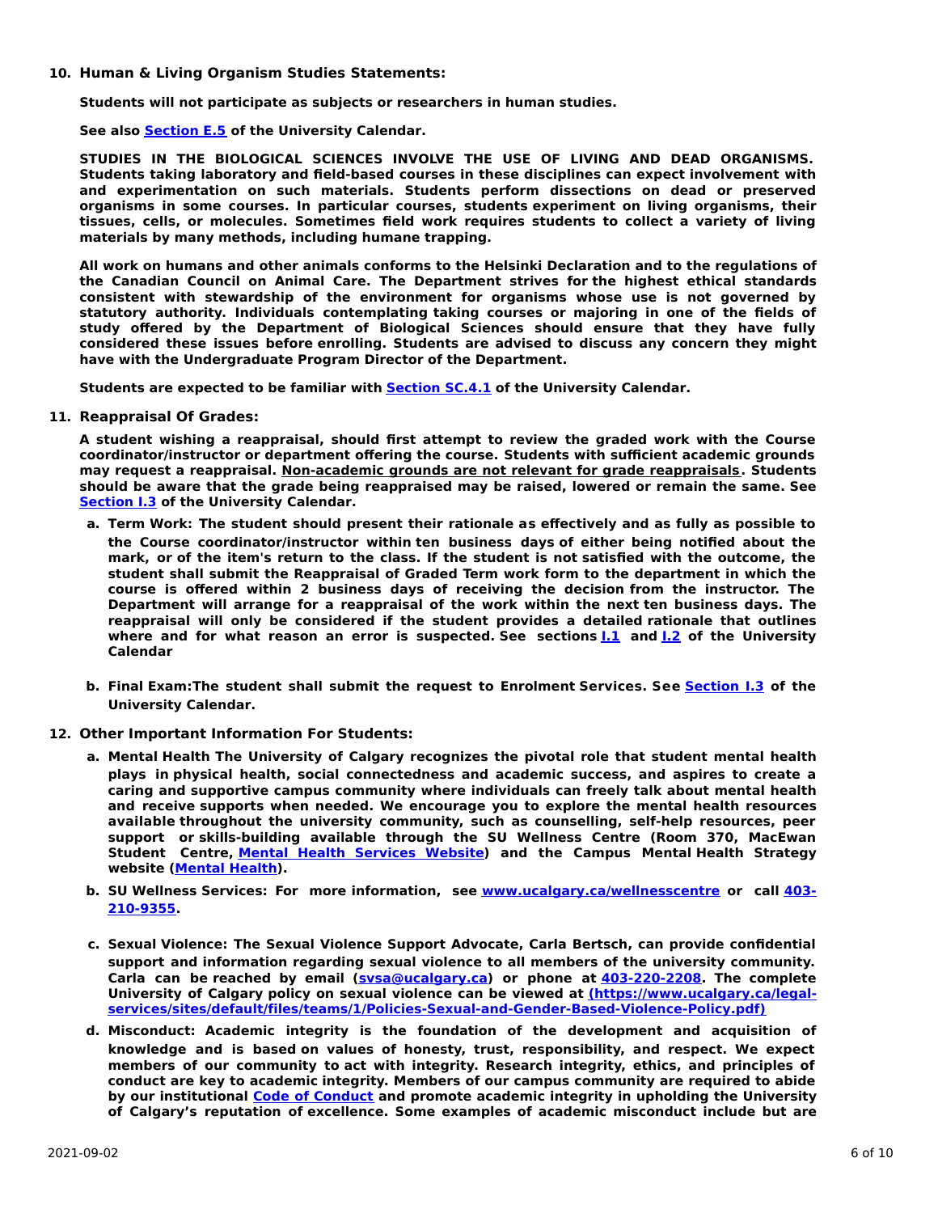10. **Human & Living Organism Studies Statements:**

    **Students will not participate as subjects or researchers in human studies.**

    **See also [Section E.5](#) of the University Calendar.**

    **STUDIES IN THE BIOLOGICAL SCIENCES INVOLVE THE USE OF LIVING AND DEAD ORGANISMS. Students taking laboratory and field-based courses in these disciplines can expect involvement with and experimentation on such materials. Students perform dissections on dead or preserved organisms in some courses. In particular courses, students experiment on living organisms, their tissues, cells, or molecules. Sometimes field work requires students to collect a variety of living materials by many methods, including humane trapping.**

    **All work on humans and other animals conforms to the Helsinki Declaration and to the regulations of the Canadian Council on Animal Care. The Department strives for the highest ethical standards consistent with stewardship of the environment for organisms whose use is not governed by statutory authority. Individuals contemplating taking courses or majoring in one of the fields of study offered by the Department of Biological Sciences should ensure that they have fully considered these issues before enrolling. Students are advised to discuss any concern they might have with the Undergraduate Program Director of the Department.**

    **Students are expected to be familiar with [Section SC.4.1](#) of the University Calendar.**

11. **Reappraisal Of Grades:**

    **A student wishing a reappraisal, should first attempt to review the graded work with the Course coordinator/instructor or department offering the course. Students with sufficient academic grounds may request a reappraisal. <u>Non-academic grounds are not relevant for grade reappraisals</u>. Students should be aware that the grade being reappraised may be raised, lowered or remain the same. See [Section I.3](#) of the University Calendar.**

    a. **Term Work: The student should present their rationale as effectively and as fully as possible to the Course coordinator/instructor within ten business days of either being notified about the mark, or of the item's return to the class. If the student is not satisfied with the outcome, the student shall submit the Reappraisal of Graded Term work form to the department in which the course is offered within 2 business days of receiving the decision from the instructor. The Department will arrange for a reappraisal of the work within the next ten business days. The reappraisal will only be considered if the student provides a detailed rationale that outlines where and for what reason an error is suspected. See sections [I.1](#) and [I.2](#) of the University Calendar**

    b. **Final Exam:The student shall submit the request to Enrolment Services. See [Section I.3](#) of the University Calendar.**

12. **Other Important Information For Students:**

    a. **Mental Health The University of Calgary recognizes the pivotal role that student mental health plays in physical health, social connectedness and academic success, and aspires to create a caring and supportive campus community where individuals can freely talk about mental health and receive supports when needed. We encourage you to explore the mental health resources available throughout the university community, such as counselling, self-help resources, peer support or skills-building available through the SU Wellness Centre (Room 370, MacEwan Student Centre, [Mental Health Services Website](#)) and the Campus Mental Health Strategy website ([Mental Health](#)).**

    b. **SU Wellness Services: For more information, see [www.ucalgary.ca/wellnesscentre](www.ucalgary.ca/wellnesscentre) or call [403-210-9355](#).**

    c. **Sexual Violence: The Sexual Violence Support Advocate, Carla Bertsch, can provide confidential support and information regarding sexual violence to all members of the university community. Carla can be reached by email ([svsa@ucalgary.ca](mailto:svsa@ucalgary.ca)) or phone at [403-220-2208](#). The complete University of Calgary policy on sexual violence can be viewed at [(https://www.ucalgary.ca/legal-services/sites/default/files/teams/1/Policies-Sexual-and-Gender-Based-Violence-Policy.pdf)](https://www.ucalgary.ca/legal-services/sites/default/files/teams/1/Policies-Sexual-and-Gender-Based-Violence-Policy.pdf)**

    d. **Misconduct: Academic integrity is the foundation of the development and acquisition of knowledge and is based on values of honesty, trust, responsibility, and respect. We expect members of our community to act with integrity. Research integrity, ethics, and principles of conduct are key to academic integrity. Members of our campus community are required to abide by our institutional [Code of Conduct](#) and promote academic integrity in upholding the University of Calgary's reputation of excellence. Some examples of academic misconduct include but are**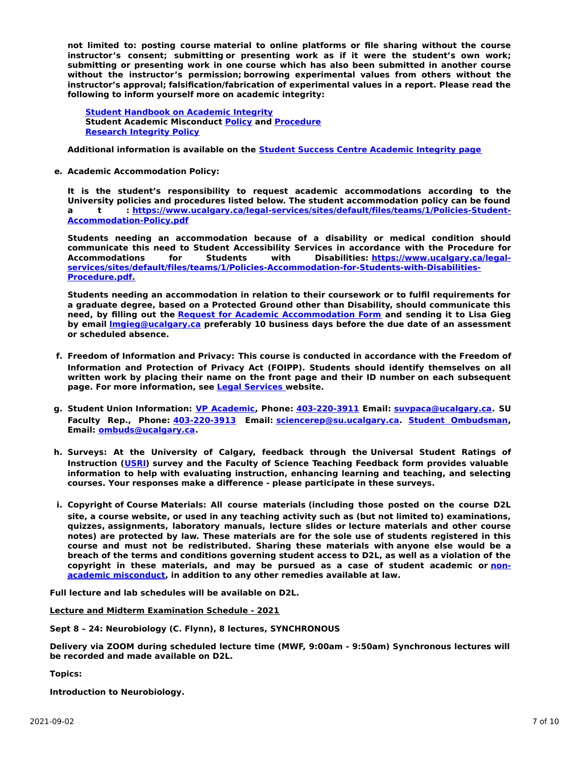**not limited to: posting course material to online platforms or file sharing without the course instructor's consent; submitting or presenting work as if it were the student's own work; submitting or presenting work in one course which has also been submitted in another course without the instructor's permission; borrowing experimental values from others without the instructor's approval; falsification/fabrication of experimental values in a report. Please read the following to inform yourself more on academic integrity:**

**Student Handbook on Academic Integrity**
**Student Academic Misconduct Policy and Procedure**
**Research Integrity Policy**

**Additional information is available on the Student Success Centre Academic Integrity page**

e. **Academic Accommodation Policy:**

   **It is the student's responsibility to request academic accommodations according to the University policies and procedures listed below. The student accommodation policy can be found at: https://www.ucalgary.ca/legal-services/sites/default/files/teams/1/Policies-Student-Accommodation-Policy.pdf**

   **Students needing an accommodation because of a disability or medical condition should communicate this need to Student Accessibility Services in accordance with the Procedure for Accommodations for Students with Disabilities: https://www.ucalgary.ca/legal-services/sites/default/files/teams/1/Policies-Accommodation-for-Students-with-Disabilities-Procedure.pdf.**

   **Students needing an accommodation in relation to their coursework or to fulfil requirements for a graduate degree, based on a Protected Ground other than Disability, should communicate this need, by filling out the Request for Academic Accommodation Form and sending it to Lisa Gieg by email lmgieg@ucalgary.ca preferably 10 business days before the due date of an assessment or scheduled absence.**

f. **Freedom of Information and Privacy: This course is conducted in accordance with the Freedom of Information and Protection of Privacy Act (FOIPP). Students should identify themselves on all written work by placing their name on the front page and their ID number on each subsequent page. For more information, see Legal Services website.**

g. **Student Union Information: VP Academic, Phone: 403-220-3911 Email: suvpaca@ucalgary.ca. SU Faculty Rep., Phone: 403-220-3913 Email: sciencerep@su.ucalgary.ca. Student Ombudsman, Email: ombuds@ucalgary.ca.**

h. **Surveys: At the University of Calgary, feedback through the Universal Student Ratings of Instruction (USRI) survey and the Faculty of Science Teaching Feedback form provides valuable information to help with evaluating instruction, enhancing learning and teaching, and selecting courses. Your responses make a difference - please participate in these surveys.**

i. **Copyright of Course Materials: All course materials (including those posted on the course D2L site, a course website, or used in any teaching activity such as (but not limited to) examinations, quizzes, assignments, laboratory manuals, lecture slides or lecture materials and other course notes) are protected by law. These materials are for the sole use of students registered in this course and must not be redistributed. Sharing these materials with anyone else would be a breach of the terms and conditions governing student access to D2L, as well as a violation of the copyright in these materials, and may be pursued as a case of student academic or non-academic misconduct, in addition to any other remedies available at law.**

**Full lecture and lab schedules will be available on D2L.**

**Lecture and Midterm Examination Schedule - 2021**

**Sept 8 – 24: Neurobiology (C. Flynn), 8 lectures, SYNCHRONOUS**

**Delivery via ZOOM during scheduled lecture time (MWF, 9:00am - 9:50am) Synchronous lectures will be recorded and made available on D2L.**

**Topics:**

**Introduction to Neurobiology.**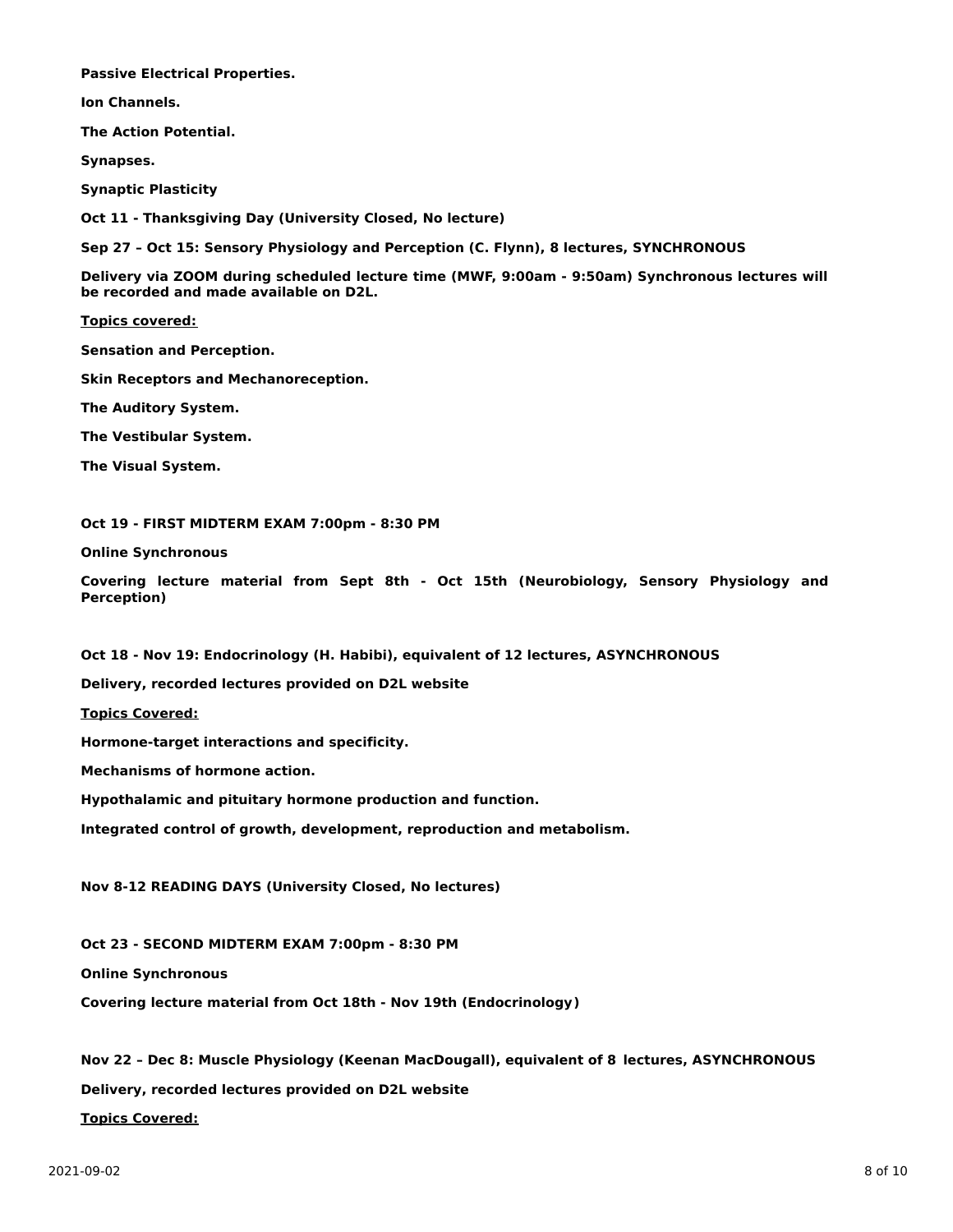**Passive Electrical Properties.**

**Ion Channels.**

**The Action Potential.**

**Synapses.**

**Synaptic Plasticity**

**Oct 11 - Thanksgiving Day (University Closed, No lecture)**

**Sep 27 – Oct 15: Sensory Physiology and Perception (C. Flynn), 8 lectures, SYNCHRONOUS**

**Delivery via ZOOM during scheduled lecture time (MWF, 9:00am - 9:50am) Synchronous lectures will be recorded and made available on D2L.**

**<u>Topics covered:</u>**

**Sensation and Perception.**

**Skin Receptors and Mechanoreception.**

**The Auditory System.**

**The Vestibular System.**

**The Visual System.**

**Oct 19 - FIRST MIDTERM EXAM 7:00pm - 8:30 PM**

**Online Synchronous**

**Covering lecture material from Sept 8th - Oct 15th (Neurobiology, Sensory Physiology and Perception)**

**Oct 18 - Nov 19: Endocrinology (H. Habibi), equivalent of 12 lectures, ASYNCHRONOUS**

**Delivery, recorded lectures provided on D2L website**

**<u>Topics Covered:</u>**

**Hormone-target interactions and specificity.**

**Mechanisms of hormone action.**

**Hypothalamic and pituitary hormone production and function.**

**Integrated control of growth, development, reproduction and metabolism.**

**Nov 8-12 READING DAYS (University Closed, No lectures)**

**Oct 23 - SECOND MIDTERM EXAM 7:00pm - 8:30 PM**

**Online Synchronous**

**Covering lecture material from Oct 18th - Nov 19th (Endocrinology)**

**Nov 22 – Dec 8: Muscle Physiology (Keenan MacDougall), equivalent of 8 lectures, ASYNCHRONOUS**

**Delivery, recorded lectures provided on D2L website**

**<u>Topics Covered:</u>**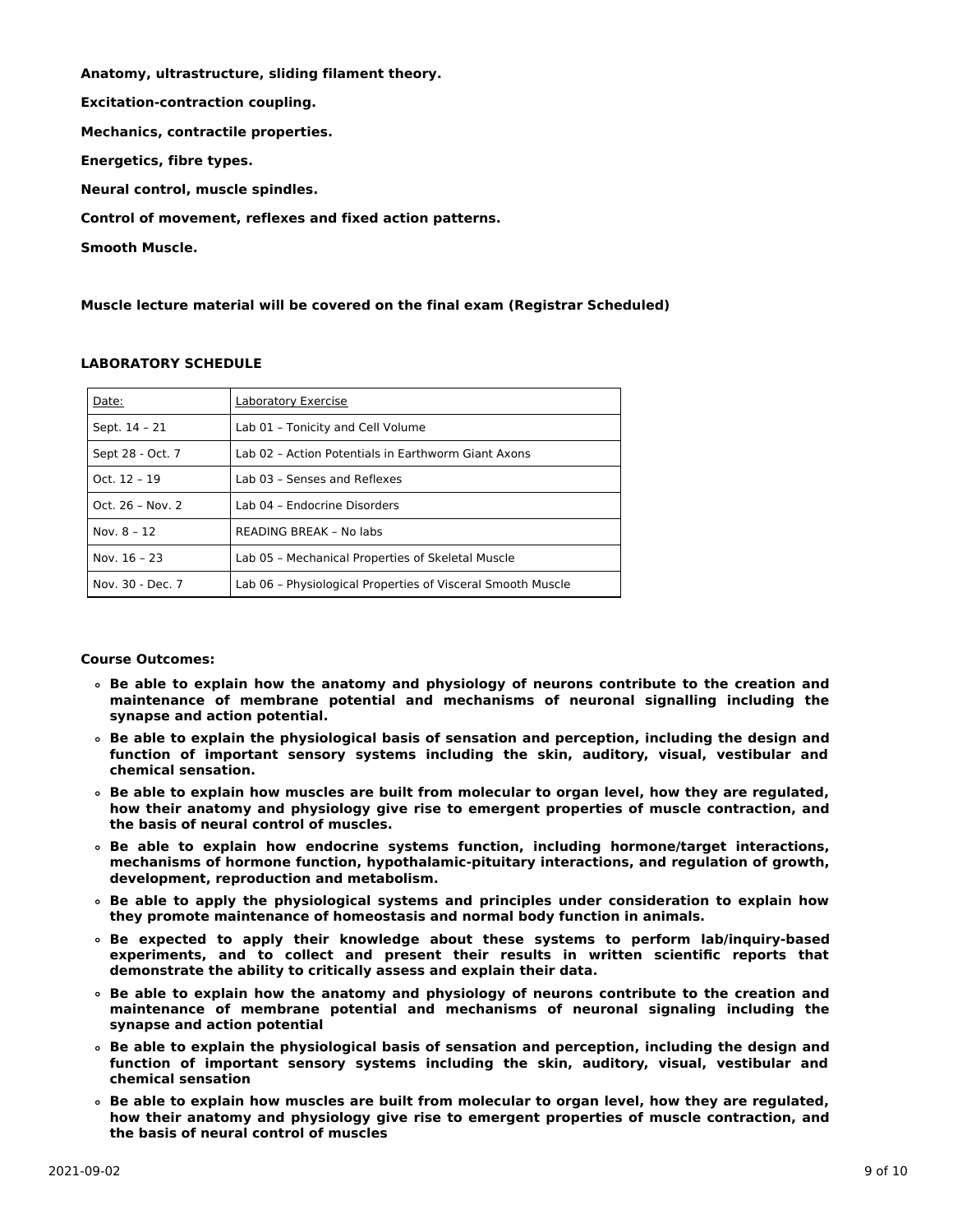**Anatomy, ultrastructure, sliding filament theory.**

**Excitation-contraction coupling.**

**Mechanics, contractile properties.**

**Energetics, fibre types.**

**Neural control, muscle spindles.**

**Control of movement, reflexes and fixed action patterns.**

**Smooth Muscle.**

**Muscle lecture material will be covered on the final exam (Registrar Scheduled)**

**LABORATORY SCHEDULE**

| Date: | Laboratory Exercise |
|---|---|
| Sept. 14 – 21 | Lab 01 – Tonicity and Cell Volume |
| Sept 28 - Oct. 7 | Lab 02 – Action Potentials in Earthworm Giant Axons |
| Oct. 12 – 19 | Lab 03 – Senses and Reflexes |
| Oct. 26 – Nov. 2 | Lab 04 – Endocrine Disorders |
| Nov. 8 – 12 | READING BREAK – No labs |
| Nov. 16 – 23 | Lab 05 – Mechanical Properties of Skeletal Muscle |
| Nov. 30 - Dec. 7 | Lab 06 – Physiological Properties of Visceral Smooth Muscle |

**Course Outcomes:**

- **Be able to explain how the anatomy and physiology of neurons contribute to the creation and maintenance of membrane potential and mechanisms of neuronal signalling including the synapse and action potential.**
- **Be able to explain the physiological basis of sensation and perception, including the design and function of important sensory systems including the skin, auditory, visual, vestibular and chemical sensation.**
- **Be able to explain how muscles are built from molecular to organ level, how they are regulated, how their anatomy and physiology give rise to emergent properties of muscle contraction, and the basis of neural control of muscles.**
- **Be able to explain how endocrine systems function, including hormone/target interactions, mechanisms of hormone function, hypothalamic-pituitary interactions, and regulation of growth, development, reproduction and metabolism.**
- **Be able to apply the physiological systems and principles under consideration to explain how they promote maintenance of homeostasis and normal body function in animals.**
- **Be expected to apply their knowledge about these systems to perform lab/inquiry-based experiments, and to collect and present their results in written scientific reports that demonstrate the ability to critically assess and explain their data.**
- **Be able to explain how the anatomy and physiology of neurons contribute to the creation and maintenance of membrane potential and mechanisms of neuronal signaling including the synapse and action potential**
- **Be able to explain the physiological basis of sensation and perception, including the design and function of important sensory systems including the skin, auditory, visual, vestibular and chemical sensation**
- **Be able to explain how muscles are built from molecular to organ level, how they are regulated, how their anatomy and physiology give rise to emergent properties of muscle contraction, and the basis of neural control of muscles**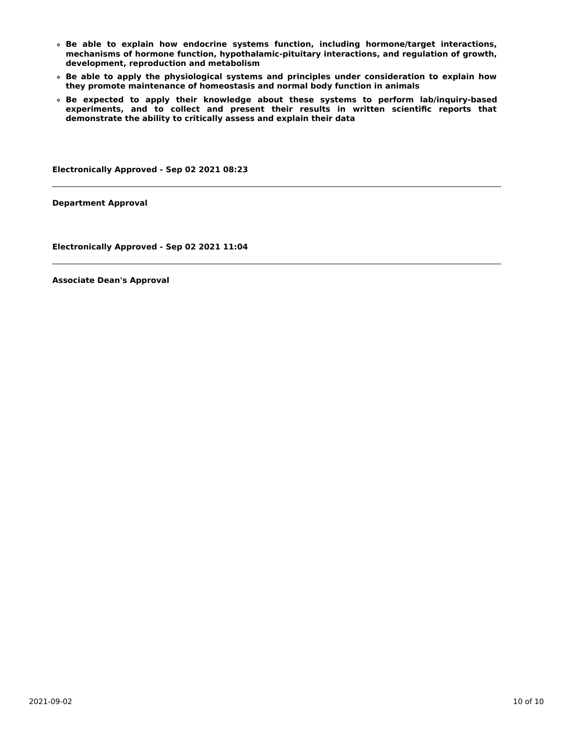- **Be able to explain how endocrine systems function, including hormone/target interactions, mechanisms of hormone function, hypothalamic-pituitary interactions, and regulation of growth, development, reproduction and metabolism**
- **Be able to apply the physiological systems and principles under consideration to explain how they promote maintenance of homeostasis and normal body function in animals**
- **Be expected to apply their knowledge about these systems to perform lab/inquiry-based experiments, and to collect and present their results in written scientific reports that demonstrate the ability to critically assess and explain their data**

**Electronically Approved - Sep 02 2021 08:23**

---

**Department Approval**

**Electronically Approved - Sep 02 2021 11:04**

---

**Associate Dean's Approval**